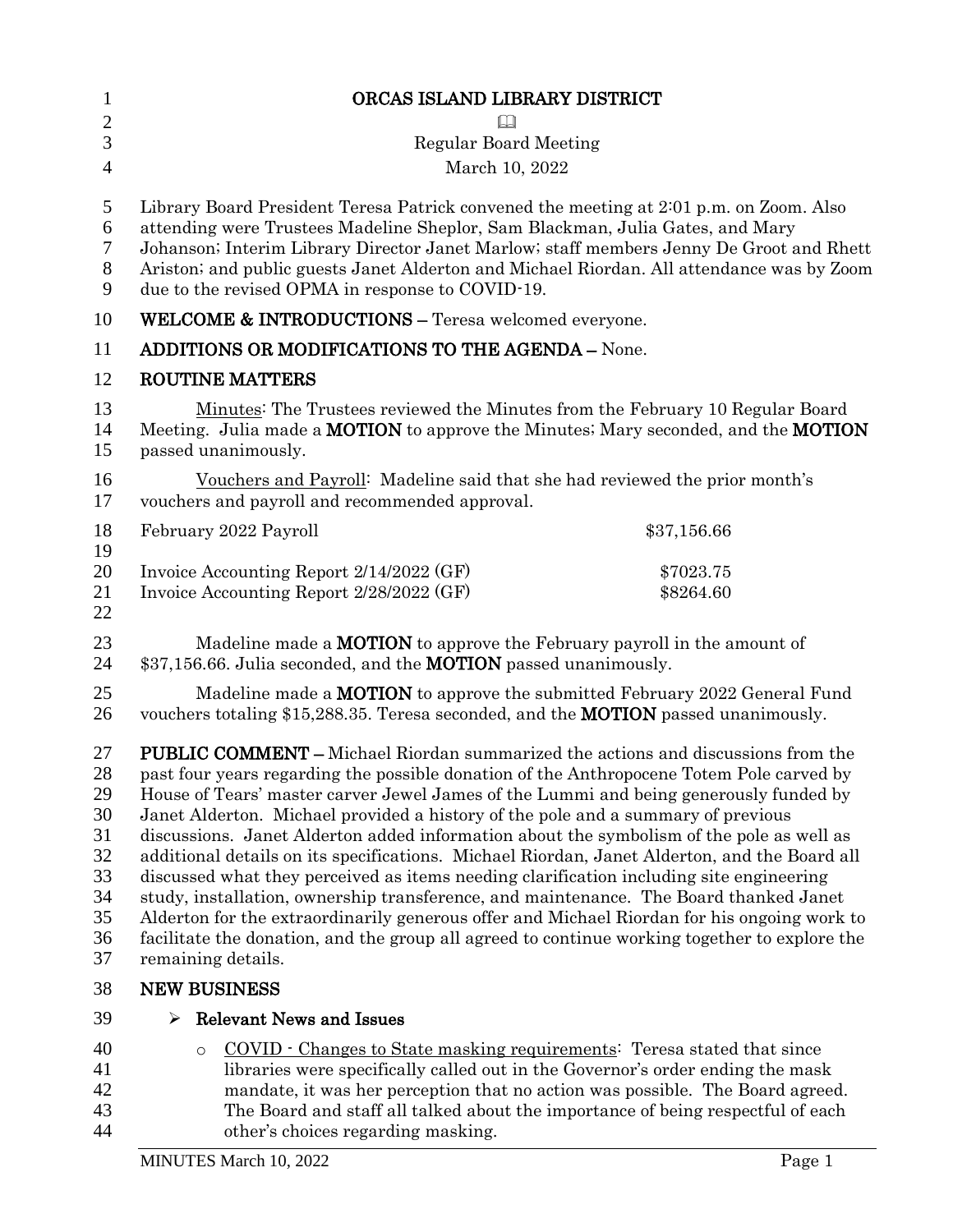# ORCAS ISLAND LIBRARY DISTRICT

🕮

Regular Board Meeting

March 10, 2022

Library Board President Teresa Patrick convened the meeting at 2:01 p.m. on Zoom. Also attending were Trustees Madeline Sheplor, Sam Blackman, Julia Gates, and Mary Johanson; Interim Library Director Janet Marlow; staff members Jenny De Groot and Rhett Ariston; and public guests Janet Alderton and Michael Riordan. All attendance was by Zoom due to the revised OPMA in response to COVID-19.

**WELCOME & INTRODUCTIONS –** Teresa welcomed everyone.

**ADDITIONS OR MODIFICATIONS TO THE AGENDA –** None.

**ROUTINE MATTERS**

Minutes: The Trustees reviewed the Minutes from the February 10 Regular Board Meeting. Julia made a **MOTION** to approve the Minutes; Mary seconded, and the **MOTION** passed unanimously.

Vouchers and Payroll: Madeline said that she had reviewed the prior month's vouchers and payroll and recommended approval.

| | |
|---|---|
| February 2022 Payroll | \$37,156.66 |
| Invoice Accounting Report 2/14/2022 (GF) | \$7023.75 |
| Invoice Accounting Report 2/28/2022 (GF) | \$8264.60 |

Madeline made a **MOTION** to approve the February payroll in the amount of \$37,156.66. Julia seconded, and the **MOTION** passed unanimously.

Madeline made a **MOTION** to approve the submitted February 2022 General Fund vouchers totaling \$15,288.35. Teresa seconded, and the **MOTION** passed unanimously.

**PUBLIC COMMENT –** Michael Riordan summarized the actions and discussions from the past four years regarding the possible donation of the Anthropocene Totem Pole carved by House of Tears' master carver Jewel James of the Lummi and being generously funded by Janet Alderton. Michael provided a history of the pole and a summary of previous discussions. Janet Alderton added information about the symbolism of the pole as well as additional details on its specifications. Michael Riordan, Janet Alderton, and the Board all discussed what they perceived as items needing clarification including site engineering study, installation, ownership transference, and maintenance. The Board thanked Janet Alderton for the extraordinarily generous offer and Michael Riordan for his ongoing work to facilitate the donation, and the group all agreed to continue working together to explore the remaining details.

**NEW BUSINESS**

- **Relevant News and Issues**
  - COVID - Changes to State masking requirements: Teresa stated that since libraries were specifically called out in the Governor's order ending the mask mandate, it was her perception that no action was possible. The Board agreed. The Board and staff all talked about the importance of being respectful of each other's choices regarding masking.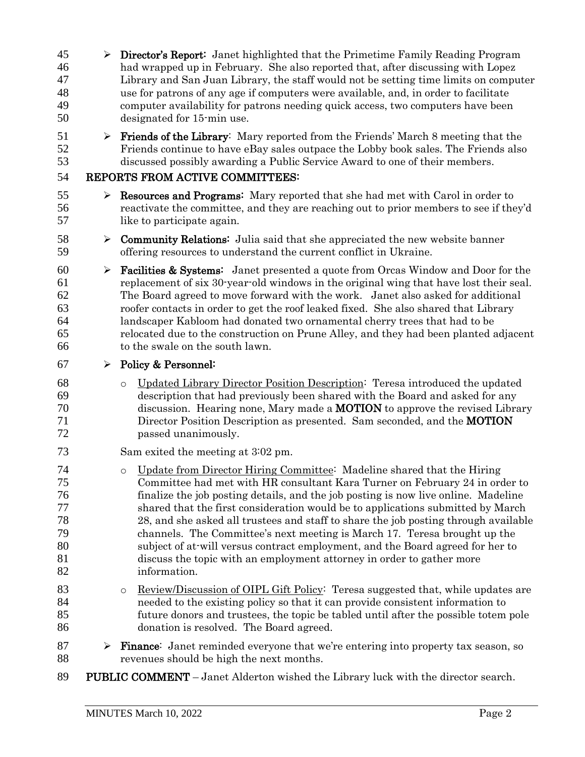- **Director's Report:** Janet highlighted that the Primetime Family Reading Program had wrapped up in February. She also reported that, after discussing with Lopez Library and San Juan Library, the staff would not be setting time limits on computer use for patrons of any age if computers were available, and, in order to facilitate computer availability for patrons needing quick access, two computers have been designated for 15-min use.
- **Friends of the Library**: Mary reported from the Friends' March 8 meeting that the Friends continue to have eBay sales outpace the Lobby book sales. The Friends also discussed possibly awarding a Public Service Award to one of their members.

## REPORTS FROM ACTIVE COMMITTEES:

- **Resources and Programs:** Mary reported that she had met with Carol in order to reactivate the committee, and they are reaching out to prior members to see if they'd like to participate again.
- **Community Relations:** Julia said that she appreciated the new website banner offering resources to understand the current conflict in Ukraine.
- **Facilities & Systems:** Janet presented a quote from Orcas Window and Door for the replacement of six 30-year-old windows in the original wing that have lost their seal. The Board agreed to move forward with the work. Janet also asked for additional roofer contacts in order to get the roof leaked fixed. She also shared that Library landscaper Kabloom had donated two ornamental cherry trees that had to be relocated due to the construction on Prune Alley, and they had been planted adjacent to the swale on the south lawn.
- **Policy & Personnel:**
  - Updated Library Director Position Description: Teresa introduced the updated description that had previously been shared with the Board and asked for any discussion. Hearing none, Mary made a **MOTION** to approve the revised Library Director Position Description as presented. Sam seconded, and the **MOTION** passed unanimously.

  Sam exited the meeting at 3:02 pm.

  - Update from Director Hiring Committee: Madeline shared that the Hiring Committee had met with HR consultant Kara Turner on February 24 in order to finalize the job posting details, and the job posting is now live online. Madeline shared that the first consideration would be to applications submitted by March 28, and she asked all trustees and staff to share the job posting through available channels. The Committee's next meeting is March 17. Teresa brought up the subject of at-will versus contract employment, and the Board agreed for her to discuss the topic with an employment attorney in order to gather more information.
  - Review/Discussion of OIPL Gift Policy: Teresa suggested that, while updates are needed to the existing policy so that it can provide consistent information to future donors and trustees, the topic be tabled until after the possible totem pole donation is resolved. The Board agreed.
- **Finance**: Janet reminded everyone that we're entering into property tax season, so revenues should be high the next months.

**PUBLIC COMMENT** – Janet Alderton wished the Library luck with the director search.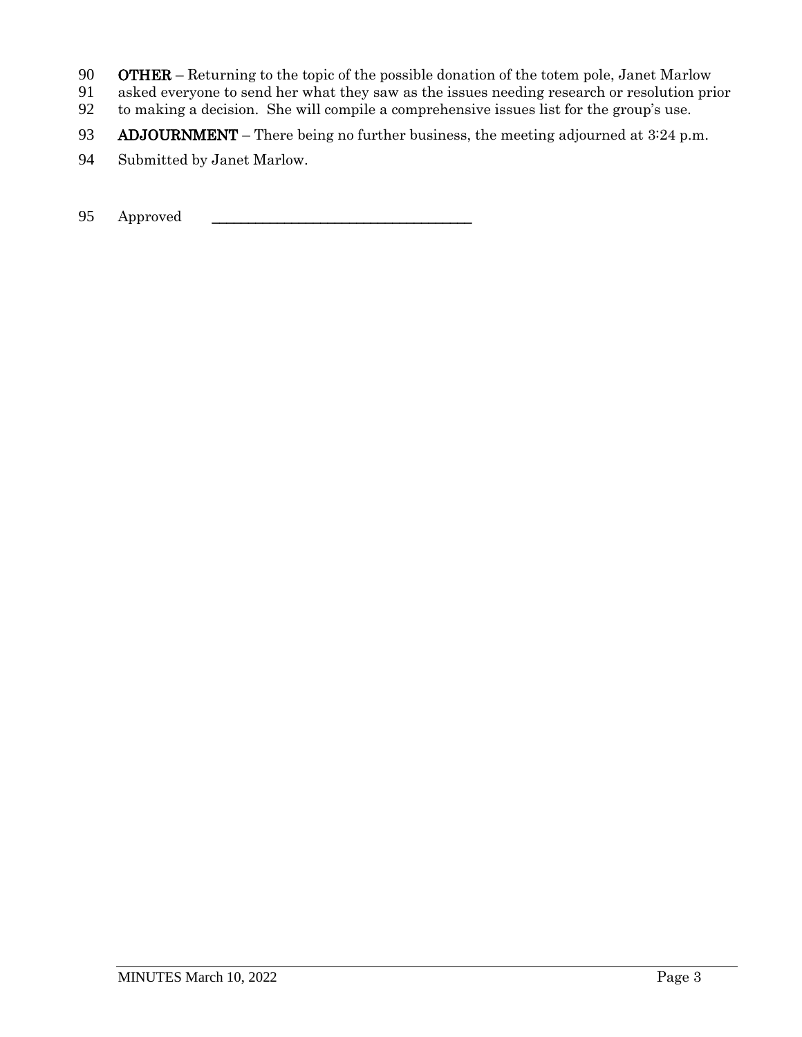**OTHER** – Returning to the topic of the possible donation of the totem pole, Janet Marlow asked everyone to send her what they saw as the issues needing research or resolution prior to making a decision. She will compile a comprehensive issues list for the group's use.

**ADJOURNMENT** – There being no further business, the meeting adjourned at 3:24 p.m.

Submitted by Janet Marlow.

Approved \_\_\_\_\_\_\_\_\_\_\_\_\_\_\_\_\_\_\_\_\_\_\_\_\_\_\_\_\_\_\_\_\_\_\_\_\_\_